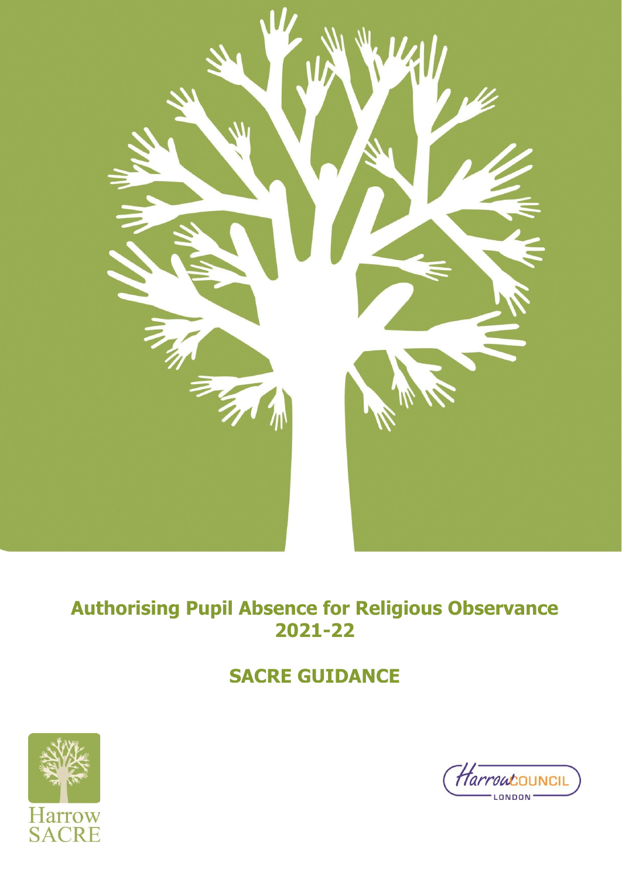# Authorising Pupil Absence for Religious Observance 2021-22

## SACRE GUIDANCE

Harrow SACRE

Harrow COUNCIL LONDON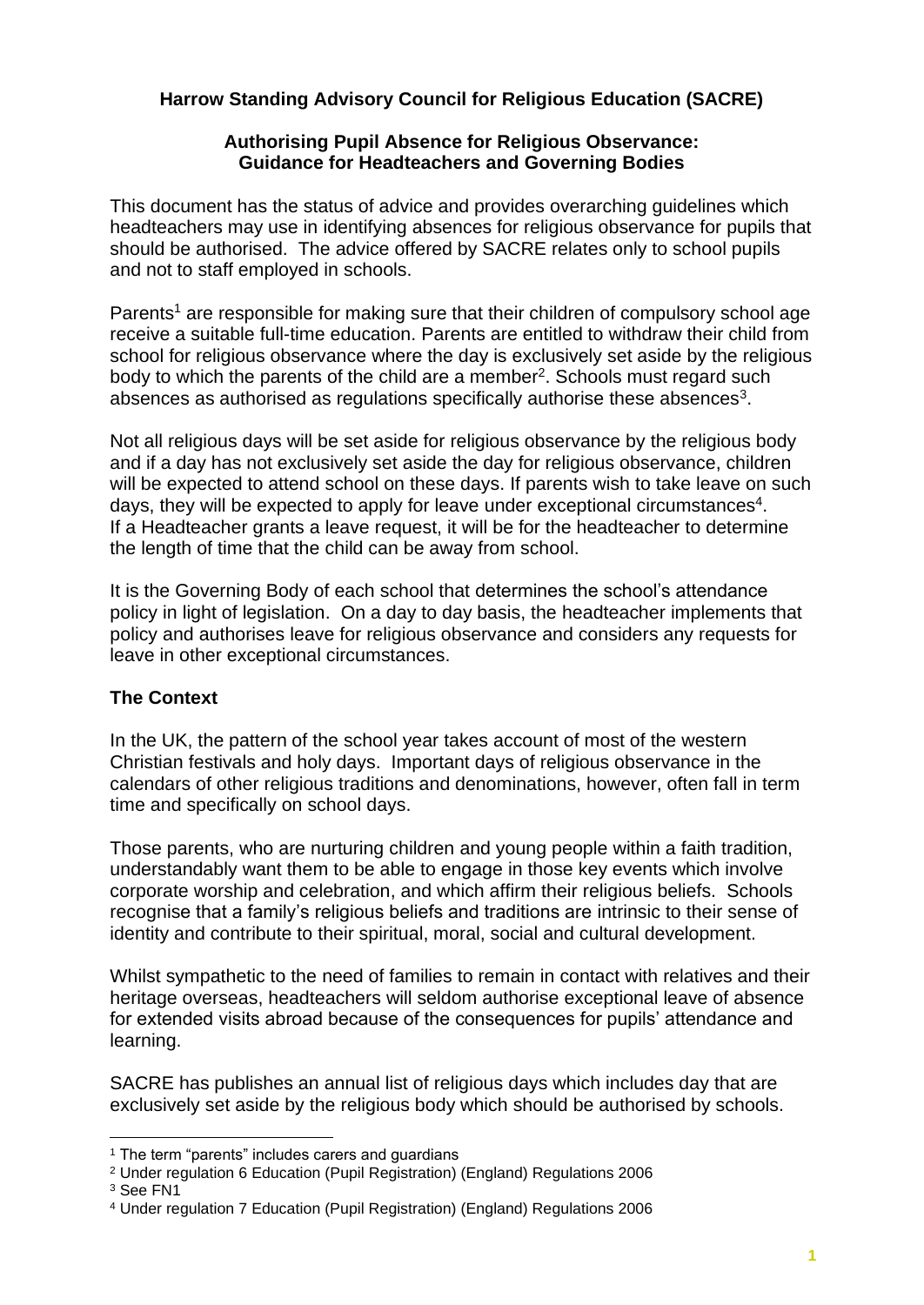**Harrow Standing Advisory Council for Religious Education (SACRE)**

**Authorising Pupil Absence for Religious Observance: Guidance for Headteachers and Governing Bodies**

This document has the status of advice and provides overarching guidelines which headteachers may use in identifying absences for religious observance for pupils that should be authorised. The advice offered by SACRE relates only to school pupils and not to staff employed in schools.

Parents[1] are responsible for making sure that their children of compulsory school age receive a suitable full-time education. Parents are entitled to withdraw their child from school for religious observance where the day is exclusively set aside by the religious body to which the parents of the child are a member[2]. Schools must regard such absences as authorised as regulations specifically authorise these absences[3].

Not all religious days will be set aside for religious observance by the religious body and if a day has not exclusively set aside the day for religious observance, children will be expected to attend school on these days. If parents wish to take leave on such days, they will be expected to apply for leave under exceptional circumstances[4]. If a Headteacher grants a leave request, it will be for the headteacher to determine the length of time that the child can be away from school.

It is the Governing Body of each school that determines the school's attendance policy in light of legislation. On a day to day basis, the headteacher implements that policy and authorises leave for religious observance and considers any requests for leave in other exceptional circumstances.

**The Context**

In the UK, the pattern of the school year takes account of most of the western Christian festivals and holy days. Important days of religious observance in the calendars of other religious traditions and denominations, however, often fall in term time and specifically on school days.

Those parents, who are nurturing children and young people within a faith tradition, understandably want them to be able to engage in those key events which involve corporate worship and celebration, and which affirm their religious beliefs. Schools recognise that a family's religious beliefs and traditions are intrinsic to their sense of identity and contribute to their spiritual, moral, social and cultural development.

Whilst sympathetic to the need of families to remain in contact with relatives and their heritage overseas, headteachers will seldom authorise exceptional leave of absence for extended visits abroad because of the consequences for pupils' attendance and learning.

SACRE has publishes an annual list of religious days which includes day that are exclusively set aside by the religious body which should be authorised by schools.

---

[1] The term "parents" includes carers and guardians

[2] Under regulation 6 Education (Pupil Registration) (England) Regulations 2006

[3] See FN1

[4] Under regulation 7 Education (Pupil Registration) (England) Regulations 2006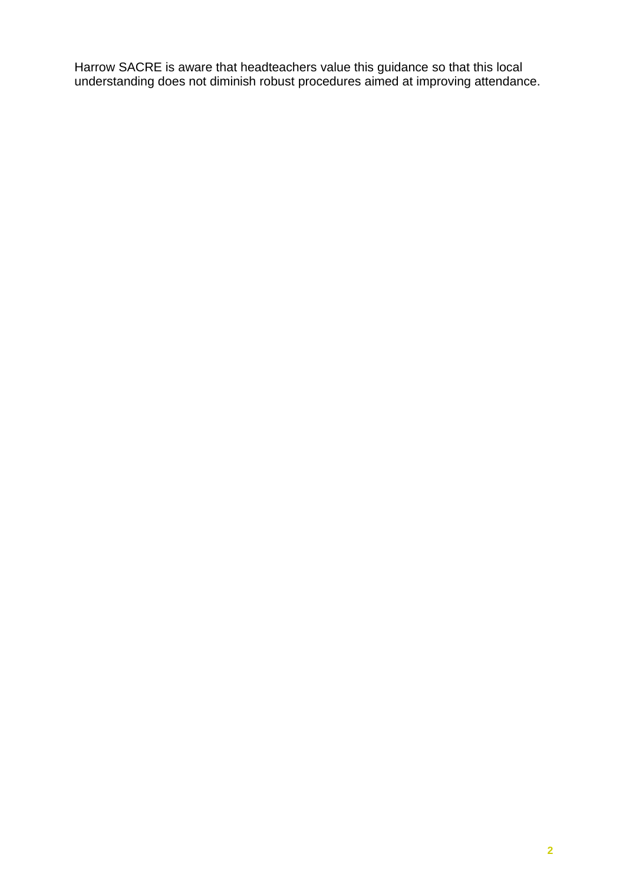Harrow SACRE is aware that headteachers value this guidance so that this local understanding does not diminish robust procedures aimed at improving attendance.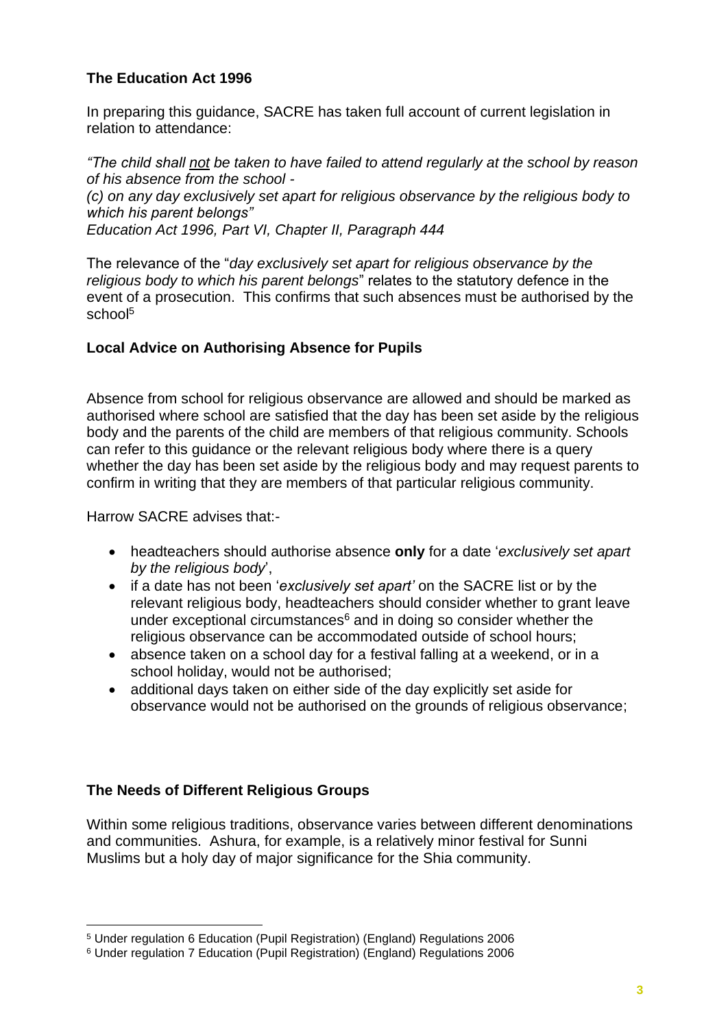### The Education Act 1996

In preparing this guidance, SACRE has taken full account of current legislation in relation to attendance:

*"The child shall not be taken to have failed to attend regularly at the school by reason of his absence from the school -*
*(c) on any day exclusively set apart for religious observance by the religious body to which his parent belongs"*
*Education Act 1996, Part VI, Chapter II, Paragraph 444*

The relevance of the "*day exclusively set apart for religious observance by the religious body to which his parent belongs*" relates to the statutory defence in the event of a prosecution. This confirms that such absences must be authorised by the school[5]

### Local Advice on Authorising Absence for Pupils

Absence from school for religious observance are allowed and should be marked as authorised where school are satisfied that the day has been set aside by the religious body and the parents of the child are members of that religious community. Schools can refer to this guidance or the relevant religious body where there is a query whether the day has been set aside by the religious body and may request parents to confirm in writing that they are members of that particular religious community.

Harrow SACRE advises that:-

- headteachers should authorise absence **only** for a date '*exclusively set apart by the religious body*',
- if a date has not been '*exclusively set apart'* on the SACRE list or by the relevant religious body, headteachers should consider whether to grant leave under exceptional circumstances[6] and in doing so consider whether the religious observance can be accommodated outside of school hours;
- absence taken on a school day for a festival falling at a weekend, or in a school holiday, would not be authorised;
- additional days taken on either side of the day explicitly set aside for observance would not be authorised on the grounds of religious observance;

### The Needs of Different Religious Groups

Within some religious traditions, observance varies between different denominations and communities. Ashura, for example, is a relatively minor festival for Sunni Muslims but a holy day of major significance for the Shia community.

[5] Under regulation 6 Education (Pupil Registration) (England) Regulations 2006
[6] Under regulation 7 Education (Pupil Registration) (England) Regulations 2006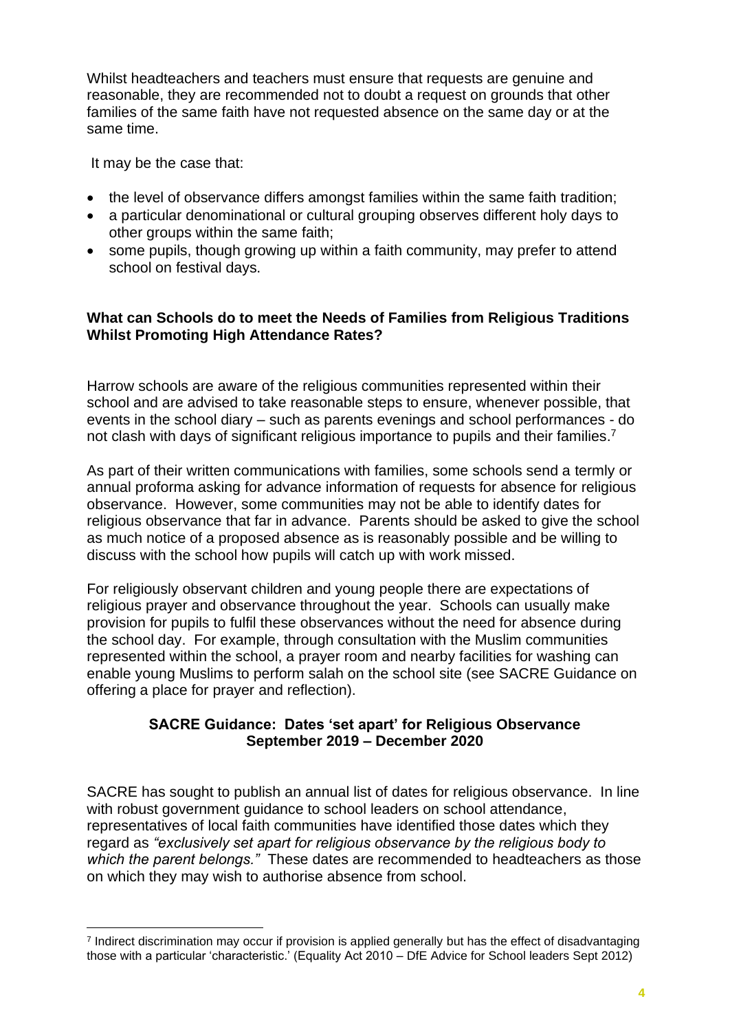Whilst headteachers and teachers must ensure that requests are genuine and reasonable, they are recommended not to doubt a request on grounds that other families of the same faith have not requested absence on the same day or at the same time.

It may be the case that:

- the level of observance differs amongst families within the same faith tradition;
- a particular denominational or cultural grouping observes different holy days to other groups within the same faith;
- some pupils, though growing up within a faith community, may prefer to attend school on festival days.

### What can Schools do to meet the Needs of Families from Religious Traditions Whilst Promoting High Attendance Rates?

Harrow schools are aware of the religious communities represented within their school and are advised to take reasonable steps to ensure, whenever possible, that events in the school diary – such as parents evenings and school performances - do not clash with days of significant religious importance to pupils and their families.[7]

As part of their written communications with families, some schools send a termly or annual proforma asking for advance information of requests for absence for religious observance. However, some communities may not be able to identify dates for religious observance that far in advance. Parents should be asked to give the school as much notice of a proposed absence as is reasonably possible and be willing to discuss with the school how pupils will catch up with work missed.

For religiously observant children and young people there are expectations of religious prayer and observance throughout the year. Schools can usually make provision for pupils to fulfil these observances without the need for absence during the school day. For example, through consultation with the Muslim communities represented within the school, a prayer room and nearby facilities for washing can enable young Muslims to perform salah on the school site (see SACRE Guidance on offering a place for prayer and reflection).

### SACRE Guidance: Dates 'set apart' for Religious Observance September 2019 – December 2020

SACRE has sought to publish an annual list of dates for religious observance. In line with robust government guidance to school leaders on school attendance, representatives of local faith communities have identified those dates which they regard as *"exclusively set apart for religious observance by the religious body to which the parent belongs."* These dates are recommended to headteachers as those on which they may wish to authorise absence from school.

---

[7] Indirect discrimination may occur if provision is applied generally but has the effect of disadvantaging those with a particular 'characteristic.' (Equality Act 2010 – DfE Advice for School leaders Sept 2012)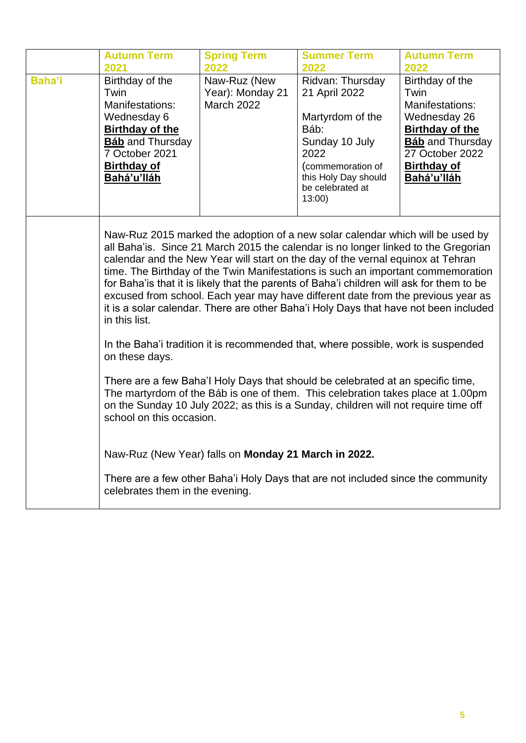| | Autumn Term 2021 | Spring Term 2022 | Summer Term 2022 | Autumn Term 2022 |
|---|---|---|---|---|
| **Baha'i** | Birthday of the Twin Manifestations: Wednesday 6 **Birthday of the Báb** and Thursday 7 October 2021 **Birthday of Bahá'u'lláh** | Naw-Ruz (New Year): Monday 21 March 2022 | Ridvan: Thursday 21 April 2022<br><br>Martyrdom of the Báb: Sunday 10 July 2022 (commemoration of this Holy Day should be celebrated at 13:00) | Birthday of the Twin Manifestations: Wednesday 26 **Birthday of the Báb** and Thursday 27 October 2022 **Birthday of Bahá'u'lláh** |
| | Naw-Ruz 2015 marked the adoption of a new solar calendar which will be used by all Baha'is. Since 21 March 2015 the calendar is no longer linked to the Gregorian calendar and the New Year will start on the day of the vernal equinox at Tehran time. The Birthday of the Twin Manifestations is such an important commemoration for Baha'is that it is likely that the parents of Baha'i children will ask for them to be excused from school. Each year may have different date from the previous year as it is a solar calendar. There are other Baha'i Holy Days that have not been included in this list.<br><br>In the Baha'i tradition it is recommended that, where possible, work is suspended on these days.<br><br>There are a few Baha'I Holy Days that should be celebrated at an specific time, The martyrdom of the Báb is one of them. This celebration takes place at 1.00pm on the Sunday 10 July 2022; as this is a Sunday, children will not require time off school on this occasion.<br><br>Naw-Ruz (New Year) falls on **Monday 21 March in 2022.**<br><br>There are a few other Baha'i Holy Days that are not included since the community celebrates them in the evening. | | | |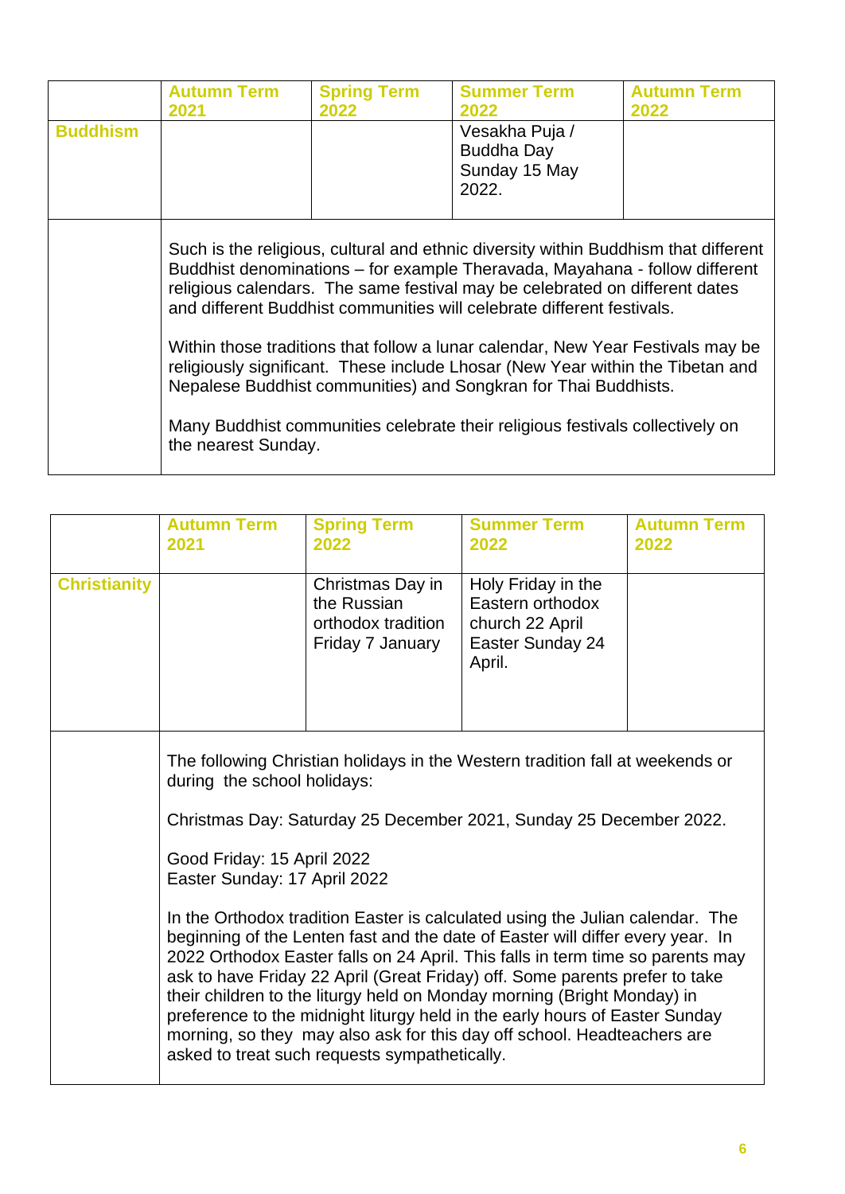| | Autumn Term 2021 | Spring Term 2022 | Summer Term 2022 | Autumn Term 2022 |
|---|---|---|---|---|
| **Buddhism** | | | Vesakha Puja / Buddha Day Sunday 15 May 2022. | |
| | Such is the religious, cultural and ethnic diversity within Buddhism that different Buddhist denominations – for example Theravada, Mayahana - follow different religious calendars. The same festival may be celebrated on different dates and different Buddhist communities will celebrate different festivals.<br><br>Within those traditions that follow a lunar calendar, New Year Festivals may be religiously significant. These include Lhosar (New Year within the Tibetan and Nepalese Buddhist communities) and Songkran for Thai Buddhists.<br><br>Many Buddhist communities celebrate their religious festivals collectively on the nearest Sunday. | | | |

| | Autumn Term 2021 | Spring Term 2022 | Summer Term 2022 | Autumn Term 2022 |
|---|---|---|---|---|
| **Christianity** | | Christmas Day in the Russian orthodox tradition Friday 7 January | Holy Friday in the Eastern orthodox church 22 April Easter Sunday 24 April. | |
| | The following Christian holidays in the Western tradition fall at weekends or during the school holidays:<br><br>Christmas Day: Saturday 25 December 2021, Sunday 25 December 2022.<br><br>Good Friday: 15 April 2022<br>Easter Sunday: 17 April 2022<br><br>In the Orthodox tradition Easter is calculated using the Julian calendar. The beginning of the Lenten fast and the date of Easter will differ every year. In 2022 Orthodox Easter falls on 24 April. This falls in term time so parents may ask to have Friday 22 April (Great Friday) off. Some parents prefer to take their children to the liturgy held on Monday morning (Bright Monday) in preference to the midnight liturgy held in the early hours of Easter Sunday morning, so they may also ask for this day off school. Headteachers are asked to treat such requests sympathetically. | | | |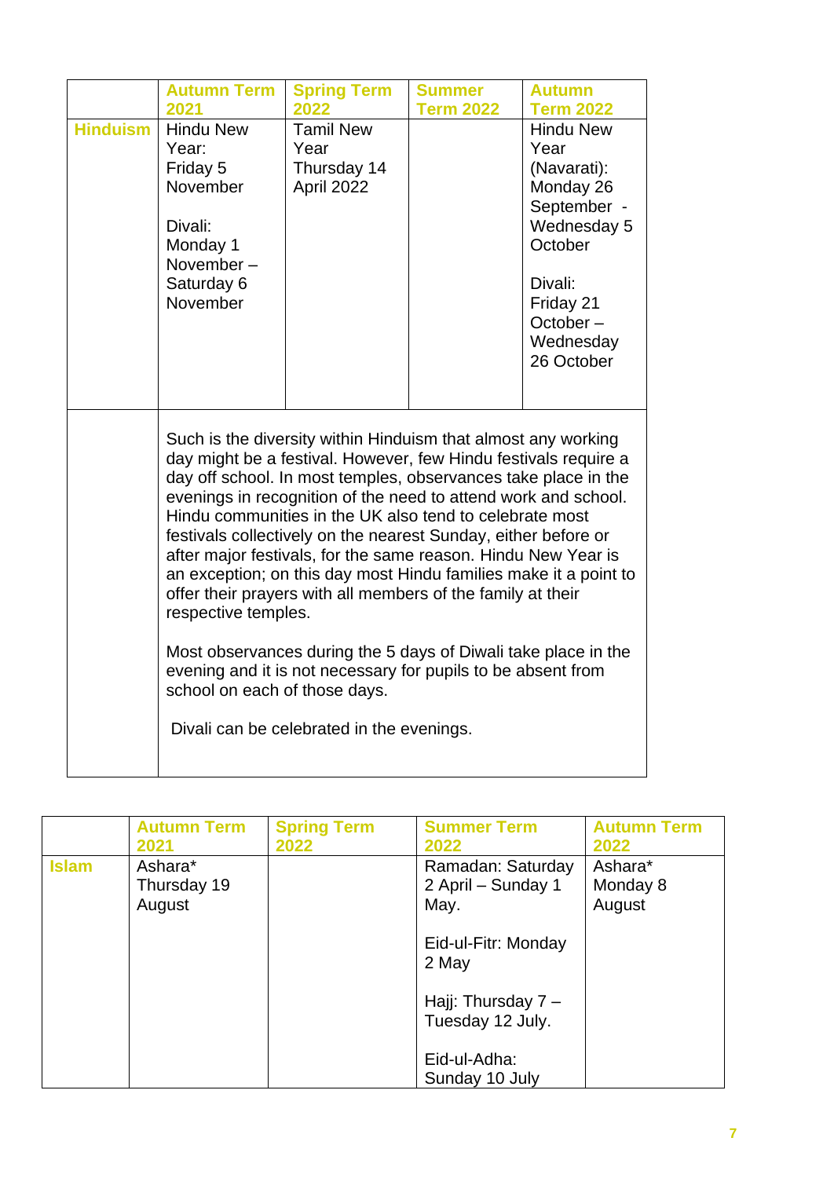| | Autumn Term 2021 | Spring Term 2022 | Summer Term 2022 | Autumn Term 2022 |
|---|---|---|---|---|
| **Hinduism** | Hindu New Year: Friday 5 November<br><br>Divali: Monday 1 November – Saturday 6 November | Tamil New Year Thursday 14 April 2022 | | Hindu New Year (Navarati): Monday 26 September - Wednesday 5 October<br><br>Divali: Friday 21 October – Wednesday 26 October |
| | Such is the diversity within Hinduism that almost any working day might be a festival. However, few Hindu festivals require a day off school. In most temples, observances take place in the evenings in recognition of the need to attend work and school. Hindu communities in the UK also tend to celebrate most festivals collectively on the nearest Sunday, either before or after major festivals, for the same reason. Hindu New Year is an exception; on this day most Hindu families make it a point to offer their prayers with all members of the family at their respective temples.<br><br>Most observances during the 5 days of Diwali take place in the evening and it is not necessary for pupils to be absent from school on each of those days.<br><br>Divali can be celebrated in the evenings. | | | |

| | Autumn Term 2021 | Spring Term 2022 | Summer Term 2022 | Autumn Term 2022 |
|---|---|---|---|---|
| **Islam** | Ashara* Thursday 19 August | | Ramadan: Saturday 2 April – Sunday 1 May.<br><br>Eid-ul-Fitr: Monday 2 May<br><br>Hajj: Thursday 7 – Tuesday 12 July.<br><br>Eid-ul-Adha: Sunday 10 July | Ashara* Monday 8 August |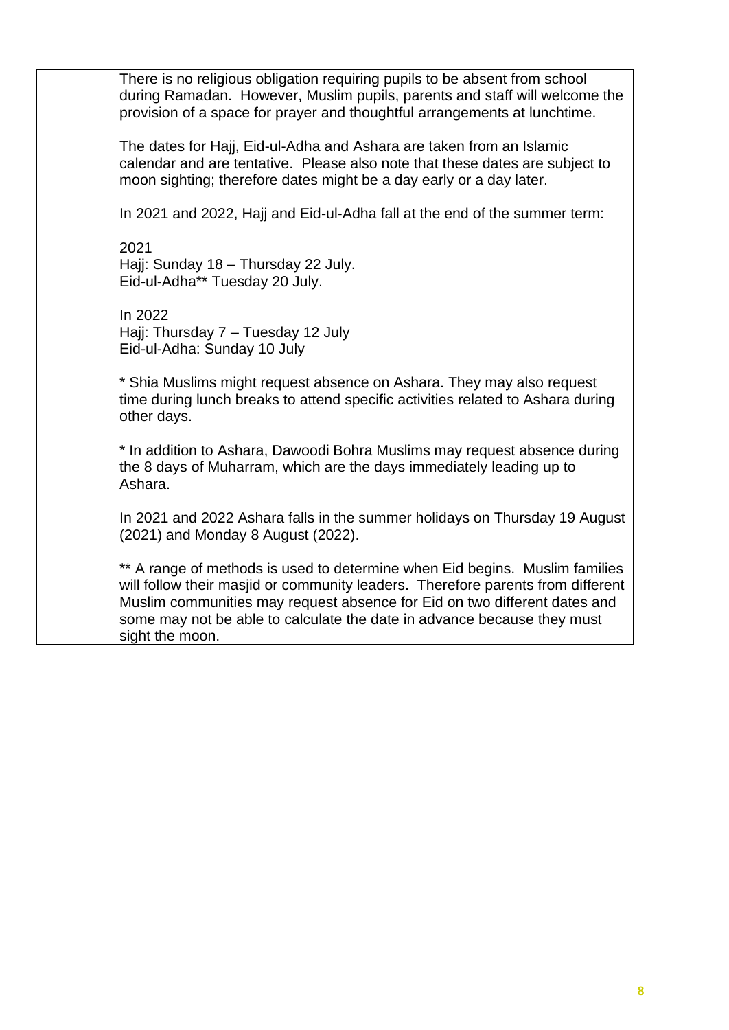| | |
|---|---|
| | There is no religious obligation requiring pupils to be absent from school during Ramadan. However, Muslim pupils, parents and staff will welcome the provision of a space for prayer and thoughtful arrangements at lunchtime.<br><br>The dates for Hajj, Eid-ul-Adha and Ashara are taken from an Islamic calendar and are tentative. Please also note that these dates are subject to moon sighting; therefore dates might be a day early or a day later.<br><br>In 2021 and 2022, Hajj and Eid-ul-Adha fall at the end of the summer term:<br><br>2021<br>Hajj: Sunday 18 – Thursday 22 July.<br>Eid-ul-Adha** Tuesday 20 July.<br><br>In 2022<br>Hajj: Thursday 7 – Tuesday 12 July<br>Eid-ul-Adha: Sunday 10 July<br><br>* Shia Muslims might request absence on Ashara. They may also request time during lunch breaks to attend specific activities related to Ashara during other days.<br><br>* In addition to Ashara, Dawoodi Bohra Muslims may request absence during the 8 days of Muharram, which are the days immediately leading up to Ashara.<br><br>In 2021 and 2022 Ashara falls in the summer holidays on Thursday 19 August (2021) and Monday 8 August (2022).<br><br>** A range of methods is used to determine when Eid begins. Muslim families will follow their masjid or community leaders. Therefore parents from different Muslim communities may request absence for Eid on two different dates and some may not be able to calculate the date in advance because they must sight the moon. |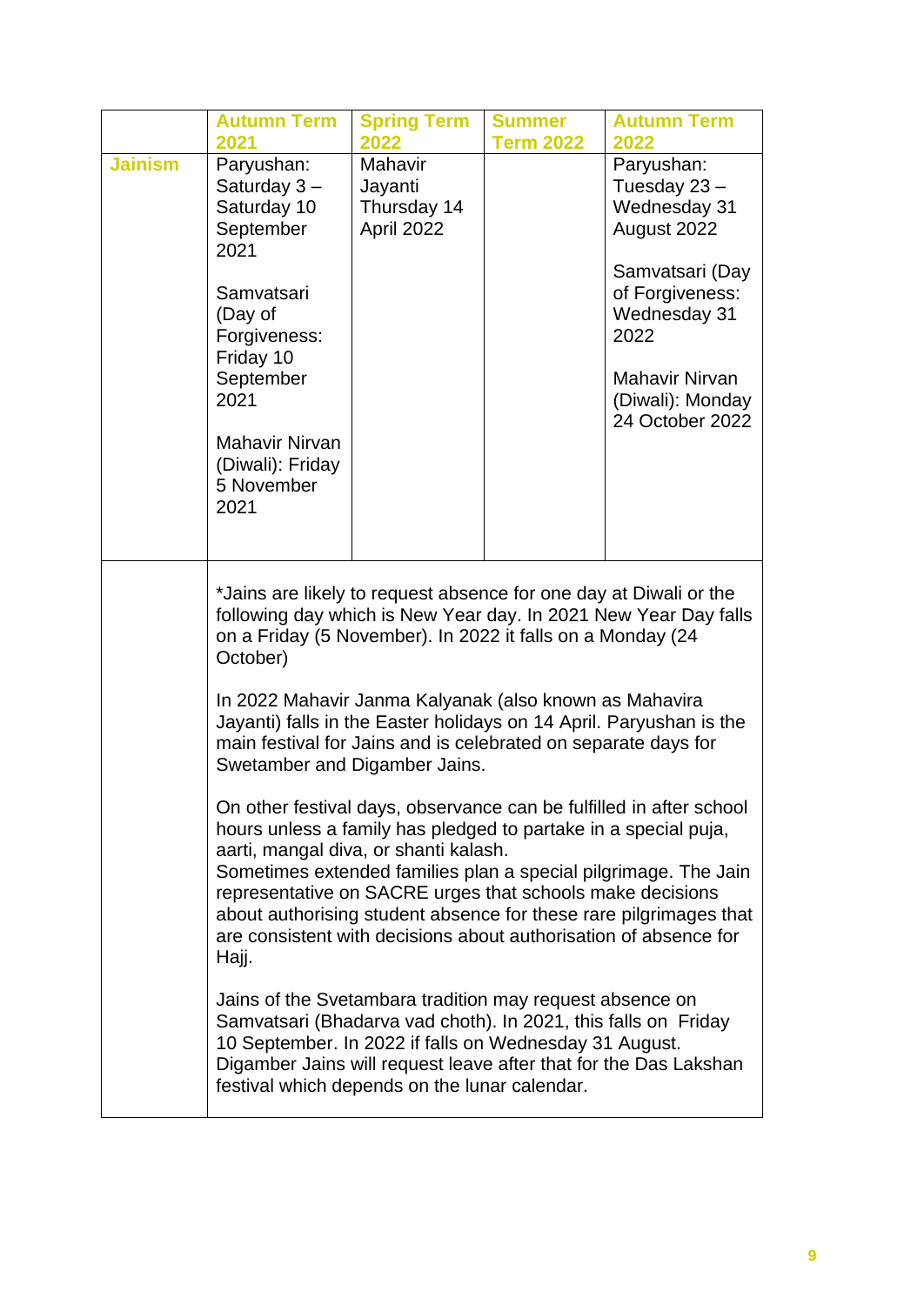| | Autumn Term 2021 | Spring Term 2022 | Summer Term 2022 | Autumn Term 2022 |
|---|---|---|---|---|
| **Jainism** | Paryushan: Saturday 3 – Saturday 10 September 2021<br><br>Samvatsari (Day of Forgiveness: Friday 10 September 2021<br><br>Mahavir Nirvan (Diwali): Friday 5 November 2021 | Mahavir Jayanti Thursday 14 April 2022 | | Paryushan: Tuesday 23 – Wednesday 31 August 2022<br><br>Samvatsari (Day of Forgiveness: Wednesday 31 2022<br><br>Mahavir Nirvan (Diwali): Monday 24 October 2022 |
| | *Jains are likely to request absence for one day at Diwali or the following day which is New Year day. In 2021 New Year Day falls on a Friday (5 November). In 2022 it falls on a Monday (24 October)<br><br>In 2022 Mahavir Janma Kalyanak (also known as Mahavira Jayanti) falls in the Easter holidays on 14 April. Paryushan is the main festival for Jains and is celebrated on separate days for Swetamber and Digamber Jains.<br><br>On other festival days, observance can be fulfilled in after school hours unless a family has pledged to partake in a special puja, aarti, mangal diva, or shanti kalash.<br>Sometimes extended families plan a special pilgrimage. The Jain representative on SACRE urges that schools make decisions about authorising student absence for these rare pilgrimages that are consistent with decisions about authorisation of absence for Hajj.<br><br>Jains of the Svetambara tradition may request absence on Samvatsari (Bhadarva vad choth). In 2021, this falls on Friday 10 September. In 2022 if falls on Wednesday 31 August. Digamber Jains will request leave after that for the Das Lakshan festival which depends on the lunar calendar. | | | |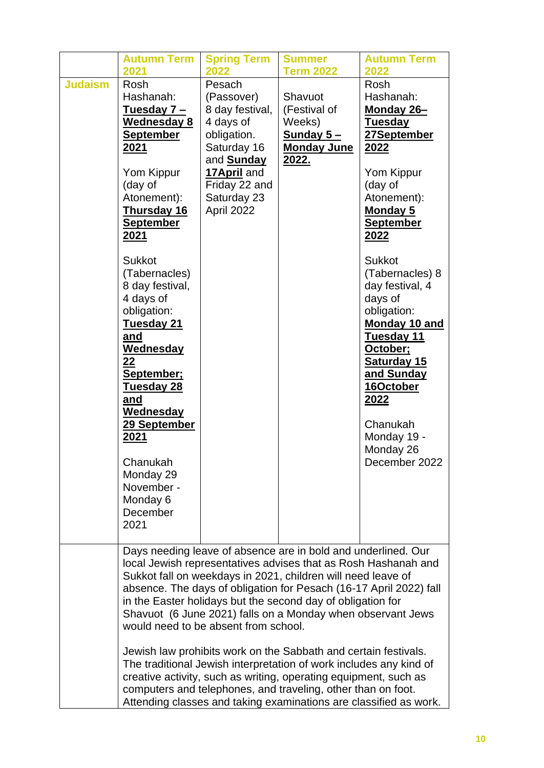| | Autumn Term 2021 | Spring Term 2022 | Summer Term 2022 | Autumn Term 2022 |
|---|---|---|---|---|
| **Judaism** | Rosh Hashanah: **Tuesday 7 – Wednesday 8 September 2021**<br><br>Yom Kippur (day of Atonement): **Thursday 16 September 2021**<br><br>Sukkot (Tabernacles) 8 day festival, 4 days of obligation: **Tuesday 21 and Wednesday 22 September; Tuesday 28 and Wednesday 29 September 2021**<br><br>Chanukah Monday 29 November - Monday 6 December 2021 | Pesach (Passover) 8 day festival, 4 days of obligation. Saturday 16 and **Sunday 17April** and Friday 22 and Saturday 23 April 2022 | Shavuot (Festival of Weeks) **Sunday 5 – Monday June 2022.** | Rosh Hashanah: **Monday 26– Tuesday 27September 2022**<br><br>Yom Kippur (day of Atonement): **Monday 5 September 2022**<br><br>Sukkot (Tabernacles) 8 day festival, 4 days of obligation: **Monday 10 and Tuesday 11 October; Saturday 15 and Sunday 16October 2022**<br><br>Chanukah Monday 19 - Monday 26 December 2022 |
| | Days needing leave of absence are in bold and underlined. Our local Jewish representatives advises that as Rosh Hashanah and Sukkot fall on weekdays in 2021, children will need leave of absence. The days of obligation for Pesach (16-17 April 2022) fall in the Easter holidays but the second day of obligation for Shavuot (6 June 2021) falls on a Monday when observant Jews would need to be absent from school.<br><br>Jewish law prohibits work on the Sabbath and certain festivals. The traditional Jewish interpretation of work includes any kind of creative activity, such as writing, operating equipment, such as computers and telephones, and traveling, other than on foot. Attending classes and taking examinations are classified as work. | | | |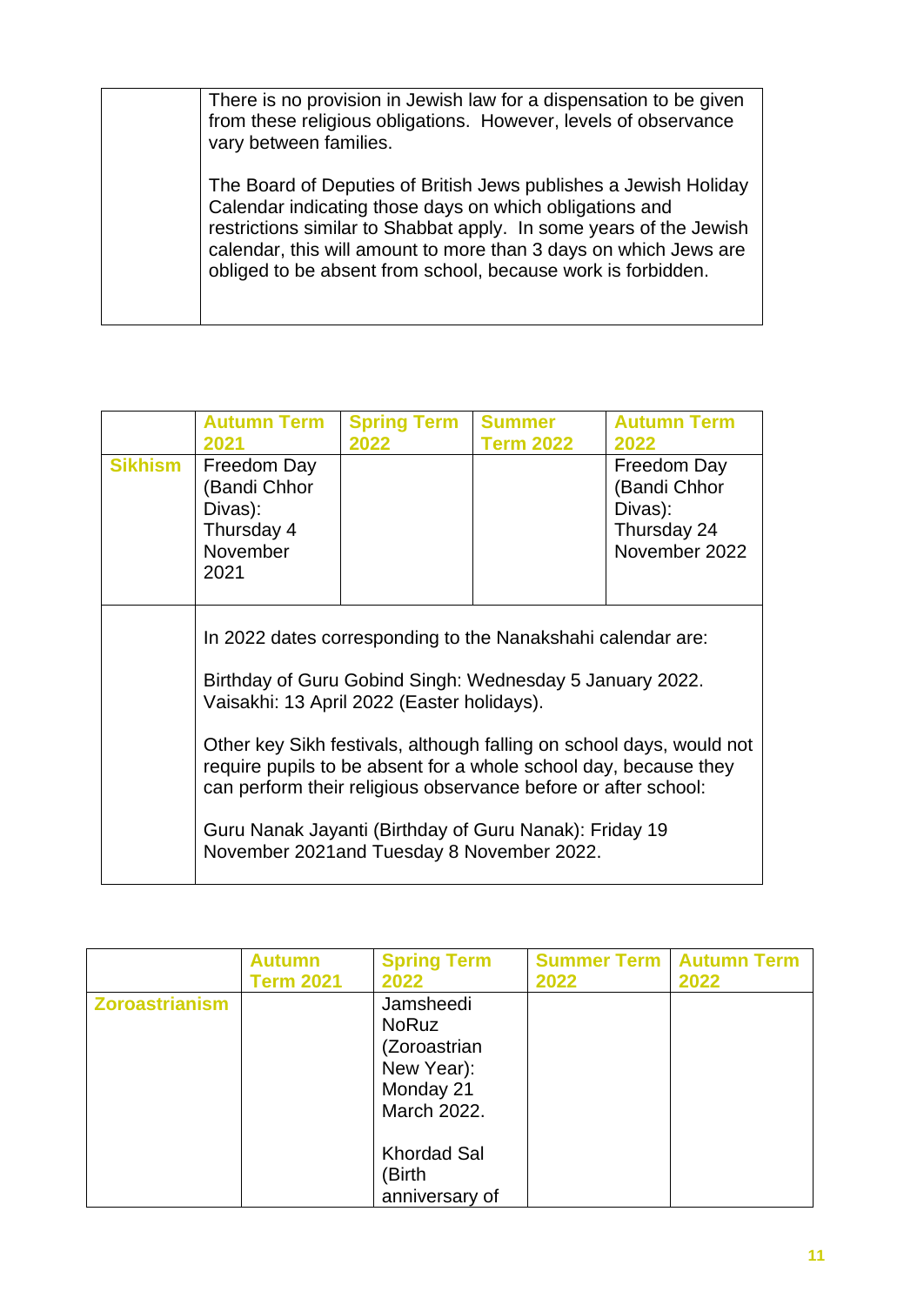| | |
|---|---|
| | There is no provision in Jewish law for a dispensation to be given from these religious obligations. However, levels of observance vary between families.<br><br>The Board of Deputies of British Jews publishes a Jewish Holiday Calendar indicating those days on which obligations and restrictions similar to Shabbat apply. In some years of the Jewish calendar, this will amount to more than 3 days on which Jews are obliged to be absent from school, because work is forbidden. |

| | **Autumn Term 2021** | **Spring Term 2022** | **Summer Term 2022** | **Autumn Term 2022** |
|---|---|---|---|---|
| **Sikhism** | Freedom Day (Bandi Chhor Divas): Thursday 4 November 2021 | | | Freedom Day (Bandi Chhor Divas): Thursday 24 November 2022 |
| | In 2022 dates corresponding to the Nanakshahi calendar are:<br><br>Birthday of Guru Gobind Singh: Wednesday 5 January 2022.<br>Vaisakhi: 13 April 2022 (Easter holidays).<br><br>Other key Sikh festivals, although falling on school days, would not require pupils to be absent for a whole school day, because they can perform their religious observance before or after school:<br><br>Guru Nanak Jayanti (Birthday of Guru Nanak): Friday 19 November 2021and Tuesday 8 November 2022. | | | |

| | **Autumn Term 2021** | **Spring Term 2022** | **Summer Term 2022** | **Autumn Term 2022** |
|---|---|---|---|---|
| **Zoroastrianism** | | Jamsheedi NoRuz (Zoroastrian New Year): Monday 21 March 2022.<br><br>Khordad Sal (Birth anniversary of | | |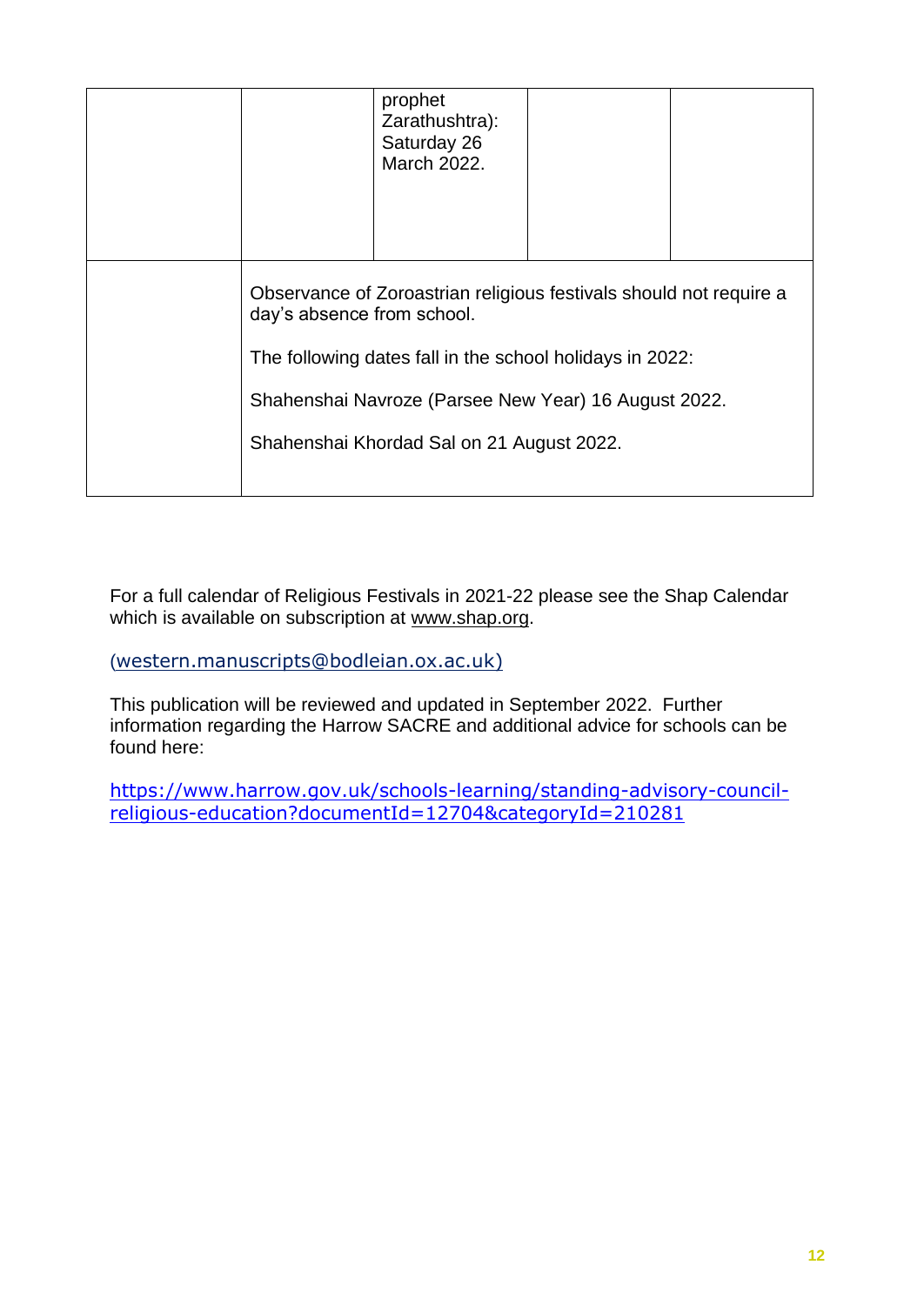| | | | | |
|---|---|---|---|---|
| | | prophet Zarathushtra): Saturday 26 March 2022. | | |
| | Observance of Zoroastrian religious festivals should not require a day's absence from school.<br><br>The following dates fall in the school holidays in 2022:<br><br>Shahenshai Navroze (Parsee New Year) 16 August 2022.<br><br>Shahenshai Khordad Sal on 21 August 2022. | | | |

For a full calendar of Religious Festivals in 2021-22 please see the Shap Calendar which is available on subscription at www.shap.org.

(western.manuscripts@bodleian.ox.ac.uk)

This publication will be reviewed and updated in September 2022. Further information regarding the Harrow SACRE and additional advice for schools can be found here:

https://www.harrow.gov.uk/schools-learning/standing-advisory-council-religious-education?documentId=12704&categoryId=210281